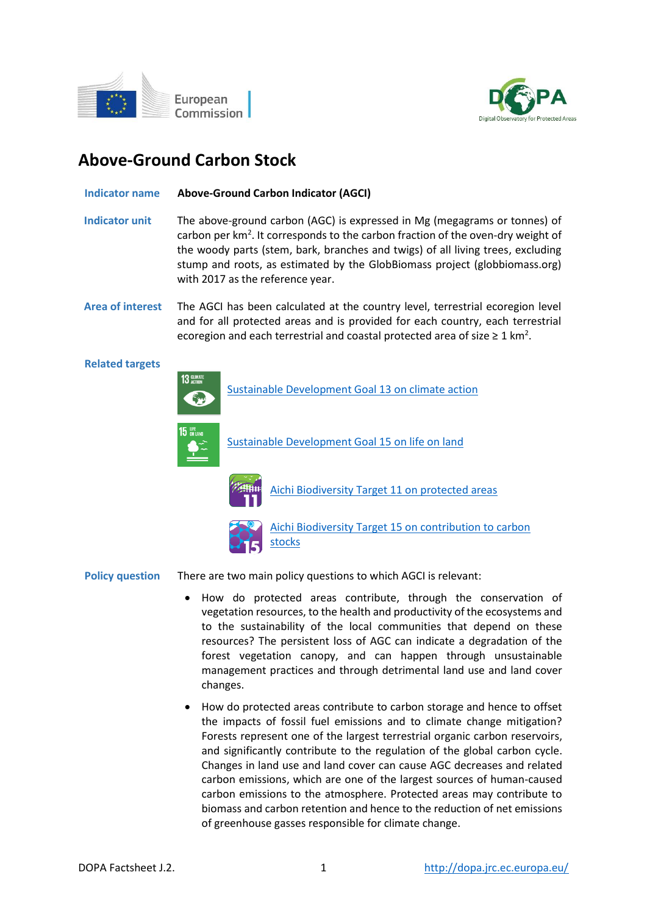# Above-Ground Carbon Stock

**Indicator name** **Above-Ground Carbon Indicator (AGCI)**

**Indicator unit** The above-ground carbon (AGC) is expressed in Mg (megagrams or tonnes) of carbon per $km^2$. It corresponds to the carbon fraction of the oven-dry weight of the woody parts (stem, bark, branches and twigs) of all living trees, excluding stump and roots, as estimated by the GlobBiomass project (globbiomass.org) with 2017 as the reference year.

**Area of interest** The AGCI has been calculated at the country level, terrestrial ecoregion level and for all protected areas and is provided for each country, each terrestrial ecoregion and each terrestrial and coastal protected area of size ≥ 1 $km^2$.

**Related targets**

- Sustainable Development Goal 13 on climate action
- Sustainable Development Goal 15 on life on land
- Aichi Biodiversity Target 11 on protected areas
- Aichi Biodiversity Target 15 on contribution to carbon stocks

**Policy question** There are two main policy questions to which AGCI is relevant:

- How do protected areas contribute, through the conservation of vegetation resources, to the health and productivity of the ecosystems and to the sustainability of the local communities that depend on these resources? The persistent loss of AGC can indicate a degradation of the forest vegetation canopy, and can happen through unsustainable management practices and through detrimental land use and land cover changes.
- How do protected areas contribute to carbon storage and hence to offset the impacts of fossil fuel emissions and to climate change mitigation? Forests represent one of the largest terrestrial organic carbon reservoirs, and significantly contribute to the regulation of the global carbon cycle. Changes in land use and land cover can cause AGC decreases and related carbon emissions, which are one of the largest sources of human-caused carbon emissions to the atmosphere. Protected areas may contribute to biomass and carbon retention and hence to the reduction of net emissions of greenhouse gasses responsible for climate change.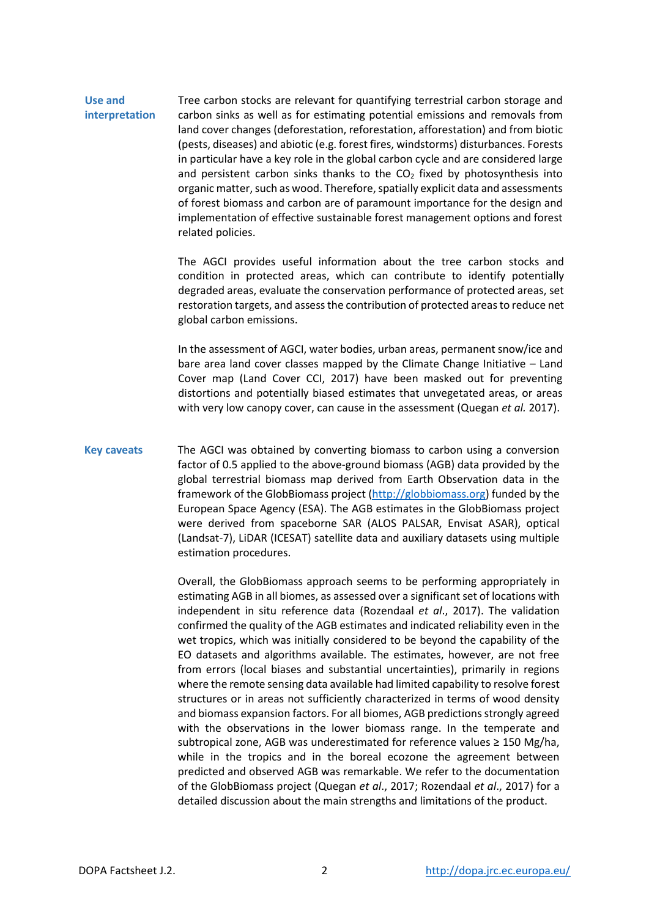## Use and interpretation

Tree carbon stocks are relevant for quantifying terrestrial carbon storage and carbon sinks as well as for estimating potential emissions and removals from land cover changes (deforestation, reforestation, afforestation) and from biotic (pests, diseases) and abiotic (e.g. forest fires, windstorms) disturbances. Forests in particular have a key role in the global carbon cycle and are considered large and persistent carbon sinks thanks to the $CO_2$ fixed by photosynthesis into organic matter, such as wood. Therefore, spatially explicit data and assessments of forest biomass and carbon are of paramount importance for the design and implementation of effective sustainable forest management options and forest related policies.

The AGCI provides useful information about the tree carbon stocks and condition in protected areas, which can contribute to identify potentially degraded areas, evaluate the conservation performance of protected areas, set restoration targets, and assess the contribution of protected areas to reduce net global carbon emissions.

In the assessment of AGCI, water bodies, urban areas, permanent snow/ice and bare area land cover classes mapped by the Climate Change Initiative – Land Cover map (Land Cover CCI, 2017) have been masked out for preventing distortions and potentially biased estimates that unvegetated areas, or areas with very low canopy cover, can cause in the assessment (Quegan *et al.* 2017).

## Key caveats

The AGCI was obtained by converting biomass to carbon using a conversion factor of 0.5 applied to the above-ground biomass (AGB) data provided by the global terrestrial biomass map derived from Earth Observation data in the framework of the GlobBiomass project (http://globbiomass.org) funded by the European Space Agency (ESA). The AGB estimates in the GlobBiomass project were derived from spaceborne SAR (ALOS PALSAR, Envisat ASAR), optical (Landsat-7), LiDAR (ICESAT) satellite data and auxiliary datasets using multiple estimation procedures.

Overall, the GlobBiomass approach seems to be performing appropriately in estimating AGB in all biomes, as assessed over a significant set of locations with independent in situ reference data (Rozendaal *et al.*, 2017). The validation confirmed the quality of the AGB estimates and indicated reliability even in the wet tropics, which was initially considered to be beyond the capability of the EO datasets and algorithms available. The estimates, however, are not free from errors (local biases and substantial uncertainties), primarily in regions where the remote sensing data available had limited capability to resolve forest structures or in areas not sufficiently characterized in terms of wood density and biomass expansion factors. For all biomes, AGB predictions strongly agreed with the observations in the lower biomass range. In the temperate and subtropical zone, AGB was underestimated for reference values ≥ 150 Mg/ha, while in the tropics and in the boreal ecozone the agreement between predicted and observed AGB was remarkable. We refer to the documentation of the GlobBiomass project (Quegan *et al*., 2017; Rozendaal *et al*., 2017) for a detailed discussion about the main strengths and limitations of the product.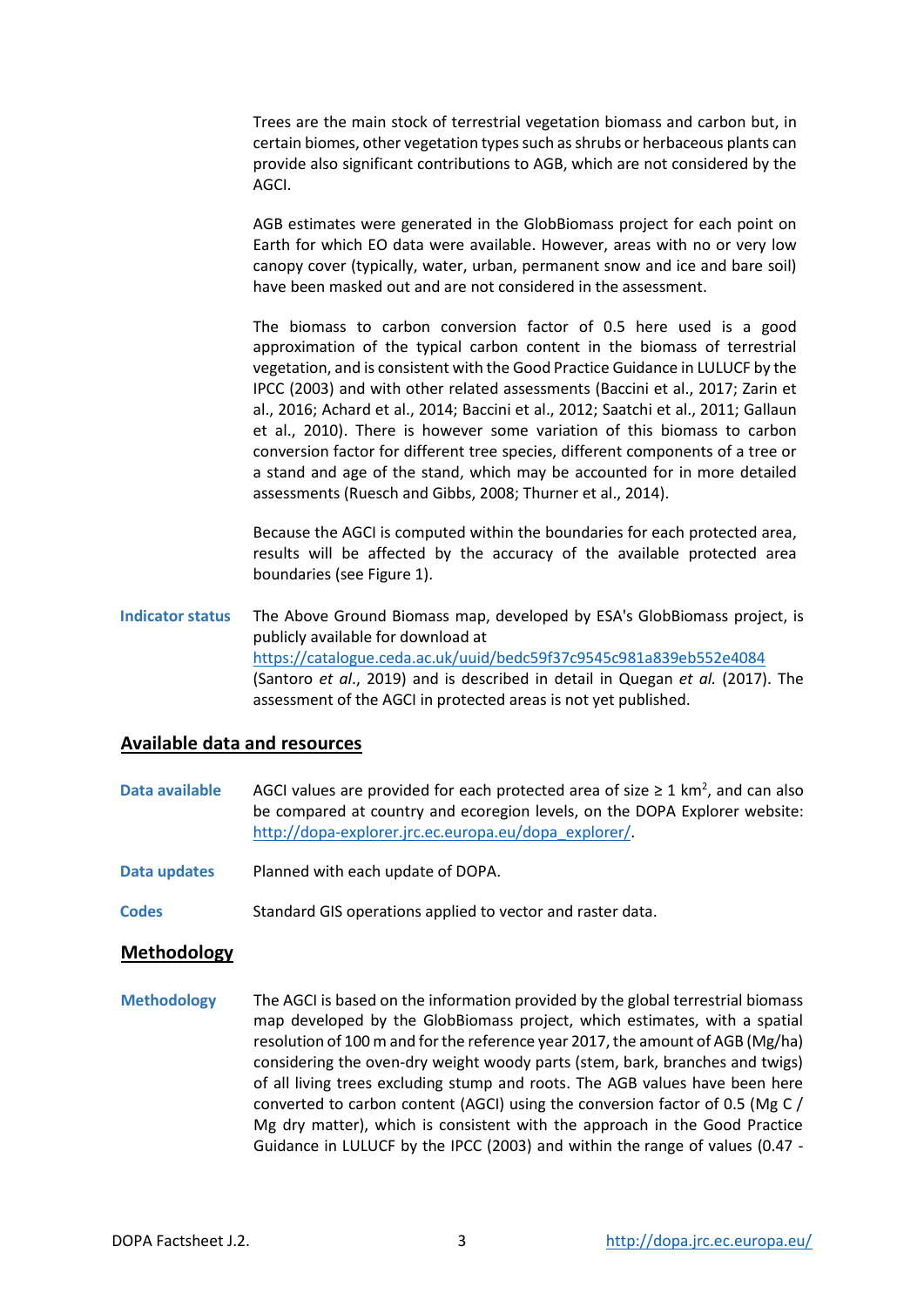Trees are the main stock of terrestrial vegetation biomass and carbon but, in certain biomes, other vegetation types such as shrubs or herbaceous plants can provide also significant contributions to AGB, which are not considered by the AGCI.

AGB estimates were generated in the GlobBiomass project for each point on Earth for which EO data were available. However, areas with no or very low canopy cover (typically, water, urban, permanent snow and ice and bare soil) have been masked out and are not considered in the assessment.

The biomass to carbon conversion factor of 0.5 here used is a good approximation of the typical carbon content in the biomass of terrestrial vegetation, and is consistent with the Good Practice Guidance in LULUCF by the IPCC (2003) and with other related assessments (Baccini et al., 2017; Zarin et al., 2016; Achard et al., 2014; Baccini et al., 2012; Saatchi et al., 2011; Gallaun et al., 2010). There is however some variation of this biomass to carbon conversion factor for different tree species, different components of a tree or a stand and age of the stand, which may be accounted for in more detailed assessments (Ruesch and Gibbs, 2008; Thurner et al., 2014).

Because the AGCI is computed within the boundaries for each protected area, results will be affected by the accuracy of the available protected area boundaries (see Figure 1).

**Indicator status**

The Above Ground Biomass map, developed by ESA's GlobBiomass project, is publicly available for download at https://catalogue.ceda.ac.uk/uuid/bedc59f37c9545c981a839eb552e4084 (Santoro *et al*., 2019) and is described in detail in Quegan *et al.* (2017). The assessment of the AGCI in protected areas is not yet published.

## Available data and resources

**Data available**

AGCI values are provided for each protected area of size ≥ 1 km$^2$, and can also be compared at country and ecoregion levels, on the DOPA Explorer website: http://dopa-explorer.jrc.ec.europa.eu/dopa_explorer/.

**Data updates**

Planned with each update of DOPA.

**Codes**

Standard GIS operations applied to vector and raster data.

## Methodology

**Methodology**

The AGCI is based on the information provided by the global terrestrial biomass map developed by the GlobBiomass project, which estimates, with a spatial resolution of 100 m and for the reference year 2017, the amount of AGB (Mg/ha) considering the oven-dry weight woody parts (stem, bark, branches and twigs) of all living trees excluding stump and roots. The AGB values have been here converted to carbon content (AGCI) using the conversion factor of 0.5 (Mg C / Mg dry matter), which is consistent with the approach in the Good Practice Guidance in LULUCF by the IPCC (2003) and within the range of values (0.47 -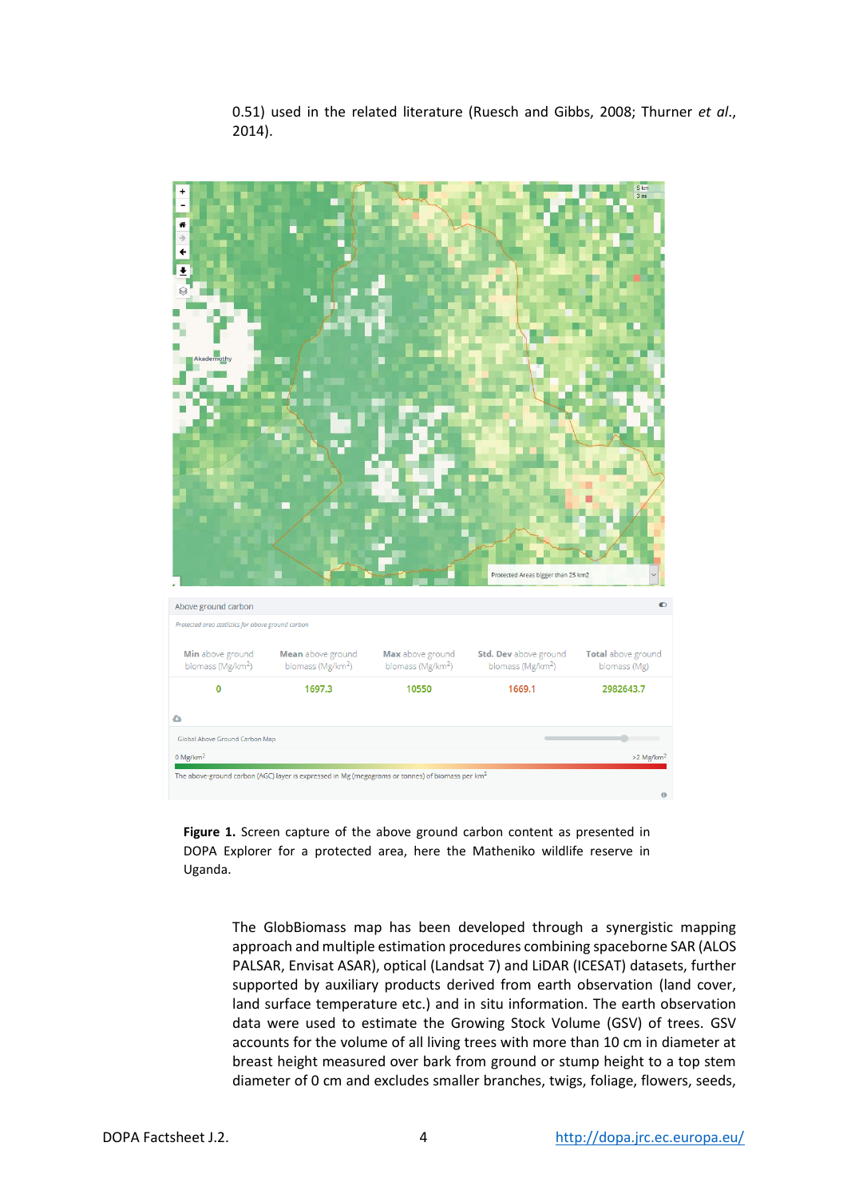0.51) used in the related literature (Ruesch and Gibbs, 2008; Thurner *et al.*, 2014).

**Figure 1.** Screen capture of the above ground carbon content as presented in DOPA Explorer for a protected area, here the Matheniko wildlife reserve in Uganda.

The GlobBiomass map has been developed through a synergistic mapping approach and multiple estimation procedures combining spaceborne SAR (ALOS PALSAR, Envisat ASAR), optical (Landsat 7) and LiDAR (ICESAT) datasets, further supported by auxiliary products derived from earth observation (land cover, land surface temperature etc.) and in situ information. The earth observation data were used to estimate the Growing Stock Volume (GSV) of trees. GSV accounts for the volume of all living trees with more than 10 cm in diameter at breast height measured over bark from ground or stump height to a top stem diameter of 0 cm and excludes smaller branches, twigs, foliage, flowers, seeds,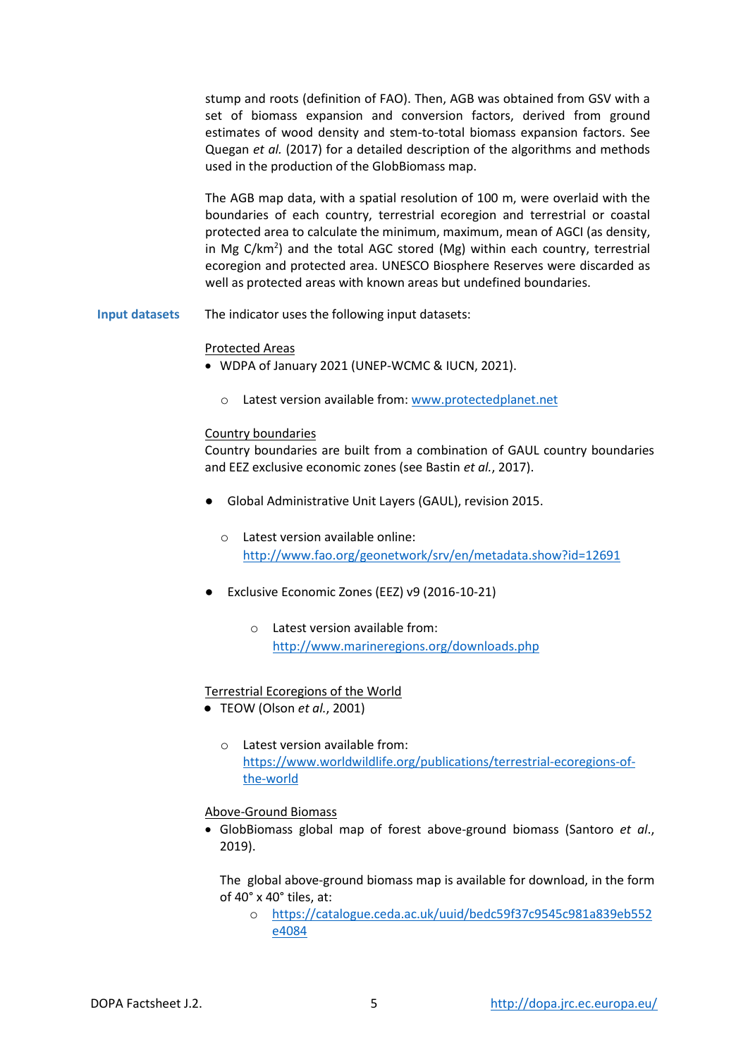stump and roots (definition of FAO). Then, AGB was obtained from GSV with a set of biomass expansion and conversion factors, derived from ground estimates of wood density and stem-to-total biomass expansion factors. See Quegan *et al.* (2017) for a detailed description of the algorithms and methods used in the production of the GlobBiomass map.

The AGB map data, with a spatial resolution of 100 m, were overlaid with the boundaries of each country, terrestrial ecoregion and terrestrial or coastal protected area to calculate the minimum, maximum, mean of AGCI (as density, in Mg C/km$^2$) and the total AGC stored (Mg) within each country, terrestrial ecoregion and protected area. UNESCO Biosphere Reserves were discarded as well as protected areas with known areas but undefined boundaries.

**Input datasets**

The indicator uses the following input datasets:

Protected Areas

- WDPA of January 2021 (UNEP-WCMC & IUCN, 2021).
  - Latest version available from: [www.protectedplanet.net](http://www.protectedplanet.net)

Country boundaries

Country boundaries are built from a combination of GAUL country boundaries and EEZ exclusive economic zones (see Bastin *et al.*, 2017).

- Global Administrative Unit Layers (GAUL), revision 2015.
  - Latest version available online: [http://www.fao.org/geonetwork/srv/en/metadata.show?id=12691](http://www.fao.org/geonetwork/srv/en/metadata.show?id=12691)
- Exclusive Economic Zones (EEZ) v9 (2016-10-21)
  - Latest version available from: [http://www.marineregions.org/downloads.php](http://www.marineregions.org/downloads.php)

Terrestrial Ecoregions of the World

- TEOW (Olson *et al.*, 2001)
  - Latest version available from: [https://www.worldwildlife.org/publications/terrestrial-ecoregions-of-the-world](https://www.worldwildlife.org/publications/terrestrial-ecoregions-of-the-world)

Above-Ground Biomass

- GlobBiomass global map of forest above-ground biomass (Santoro *et al*., 2019).

  The global above-ground biomass map is available for download, in the form of 40° x 40° tiles, at:
  - [https://catalogue.ceda.ac.uk/uuid/bedc59f37c9545c981a839eb552e4084](https://catalogue.ceda.ac.uk/uuid/bedc59f37c9545c981a839eb552e4084)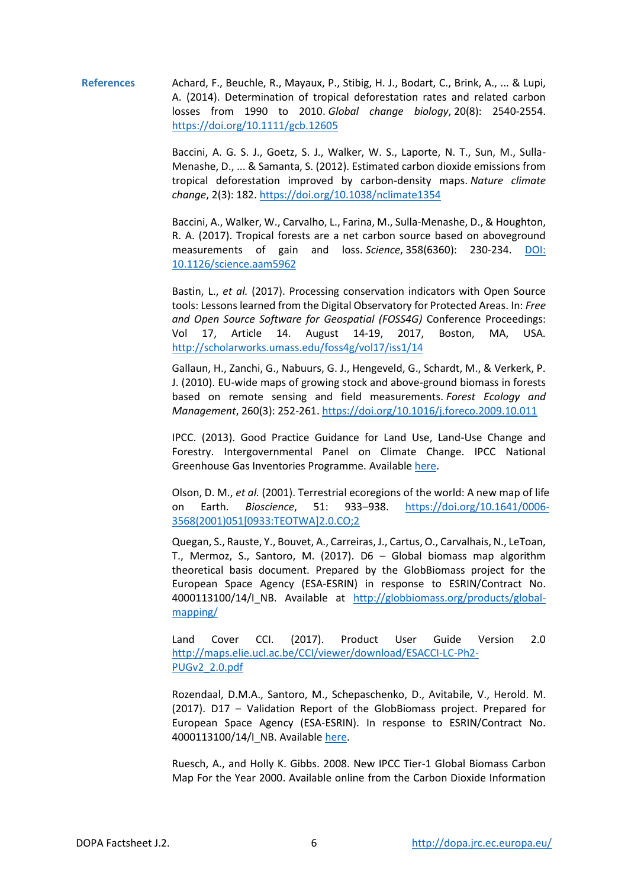## References

Achard, F., Beuchle, R., Mayaux, P., Stibig, H. J., Bodart, C., Brink, A., ... & Lupi, A. (2014). Determination of tropical deforestation rates and related carbon losses from 1990 to 2010. *Global change biology*, 20(8): 2540-2554. https://doi.org/10.1111/gcb.12605

Baccini, A. G. S. J., Goetz, S. J., Walker, W. S., Laporte, N. T., Sun, M., Sulla-Menashe, D., ... & Samanta, S. (2012). Estimated carbon dioxide emissions from tropical deforestation improved by carbon-density maps. *Nature climate change*, 2(3): 182. https://doi.org/10.1038/nclimate1354

Baccini, A., Walker, W., Carvalho, L., Farina, M., Sulla-Menashe, D., & Houghton, R. A. (2017). Tropical forests are a net carbon source based on aboveground measurements of gain and loss. *Science*, 358(6360): 230-234. DOI: 10.1126/science.aam5962

Bastin, L., *et al.* (2017). Processing conservation indicators with Open Source tools: Lessons learned from the Digital Observatory for Protected Areas. In: *Free and Open Source Software for Geospatial (FOSS4G)* Conference Proceedings: Vol 17, Article 14. August 14-19, 2017, Boston, MA, USA. http://scholarworks.umass.edu/foss4g/vol17/iss1/14

Gallaun, H., Zanchi, G., Nabuurs, G. J., Hengeveld, G., Schardt, M., & Verkerk, P. J. (2010). EU-wide maps of growing stock and above-ground biomass in forests based on remote sensing and field measurements. *Forest Ecology and Management*, 260(3): 252-261. https://doi.org/10.1016/j.foreco.2009.10.011

IPCC. (2013). Good Practice Guidance for Land Use, Land-Use Change and Forestry. Intergovernmental Panel on Climate Change. IPCC National Greenhouse Gas Inventories Programme. Available here.

Olson, D. M., *et al.* (2001). Terrestrial ecoregions of the world: A new map of life on Earth. *Bioscience*, 51: 933–938. https://doi.org/10.1641/0006-3568(2001)051[0933:TEOTWA]2.0.CO;2

Quegan, S., Rauste, Y., Bouvet, A., Carreiras, J., Cartus, O., Carvalhais, N., LeToan, T., Mermoz, S., Santoro, M. (2017). D6 – Global biomass map algorithm theoretical basis document. Prepared by the GlobBiomass project for the European Space Agency (ESA-ESRIN) in response to ESRIN/Contract No. 4000113100/14/I_NB. Available at http://globbiomass.org/products/global-mapping/

Land Cover CCI. (2017). Product User Guide Version 2.0 http://maps.elie.ucl.ac.be/CCI/viewer/download/ESACCI-LC-Ph2-PUGv2_2.0.pdf

Rozendaal, D.M.A., Santoro, M., Schepaschenko, D., Avitabile, V., Herold. M. (2017). D17 – Validation Report of the GlobBiomass project. Prepared for European Space Agency (ESA-ESRIN). In response to ESRIN/Contract No. 4000113100/14/I_NB. Available here.

Ruesch, A., and Holly K. Gibbs. 2008. New IPCC Tier-1 Global Biomass Carbon Map For the Year 2000. Available online from the Carbon Dioxide Information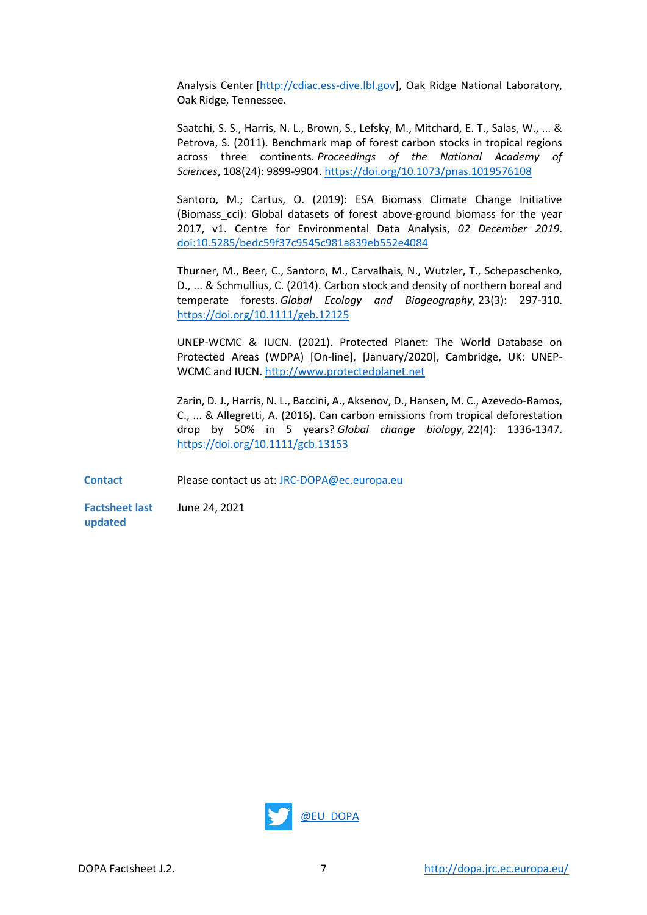Analysis Center [http://cdiac.ess-dive.lbl.gov], Oak Ridge National Laboratory, Oak Ridge, Tennessee.

Saatchi, S. S., Harris, N. L., Brown, S., Lefsky, M., Mitchard, E. T., Salas, W., ... & Petrova, S. (2011). Benchmark map of forest carbon stocks in tropical regions across three continents. *Proceedings of the National Academy of Sciences*, 108(24): 9899-9904. https://doi.org/10.1073/pnas.1019576108

Santoro, M.; Cartus, O. (2019): ESA Biomass Climate Change Initiative (Biomass_cci): Global datasets of forest above-ground biomass for the year 2017, v1. Centre for Environmental Data Analysis, *02 December 2019*. doi:10.5285/bedc59f37c9545c981a839eb552e4084

Thurner, M., Beer, C., Santoro, M., Carvalhais, N., Wutzler, T., Schepaschenko, D., ... & Schmullius, C. (2014). Carbon stock and density of northern boreal and temperate forests. *Global Ecology and Biogeography*, 23(3): 297-310. https://doi.org/10.1111/geb.12125

UNEP-WCMC & IUCN. (2021). Protected Planet: The World Database on Protected Areas (WDPA) [On-line], [January/2020], Cambridge, UK: UNEP-WCMC and IUCN. http://www.protectedplanet.net

Zarin, D. J., Harris, N. L., Baccini, A., Aksenov, D., Hansen, M. C., Azevedo-Ramos, C., ... & Allegretti, A. (2016). Can carbon emissions from tropical deforestation drop by 50% in 5 years? *Global change biology*, 22(4): 1336-1347. https://doi.org/10.1111/gcb.13153

**Contact** Please contact us at: JRC-DOPA@ec.europa.eu

**Factsheet last updated** June 24, 2021

@EU_DOPA